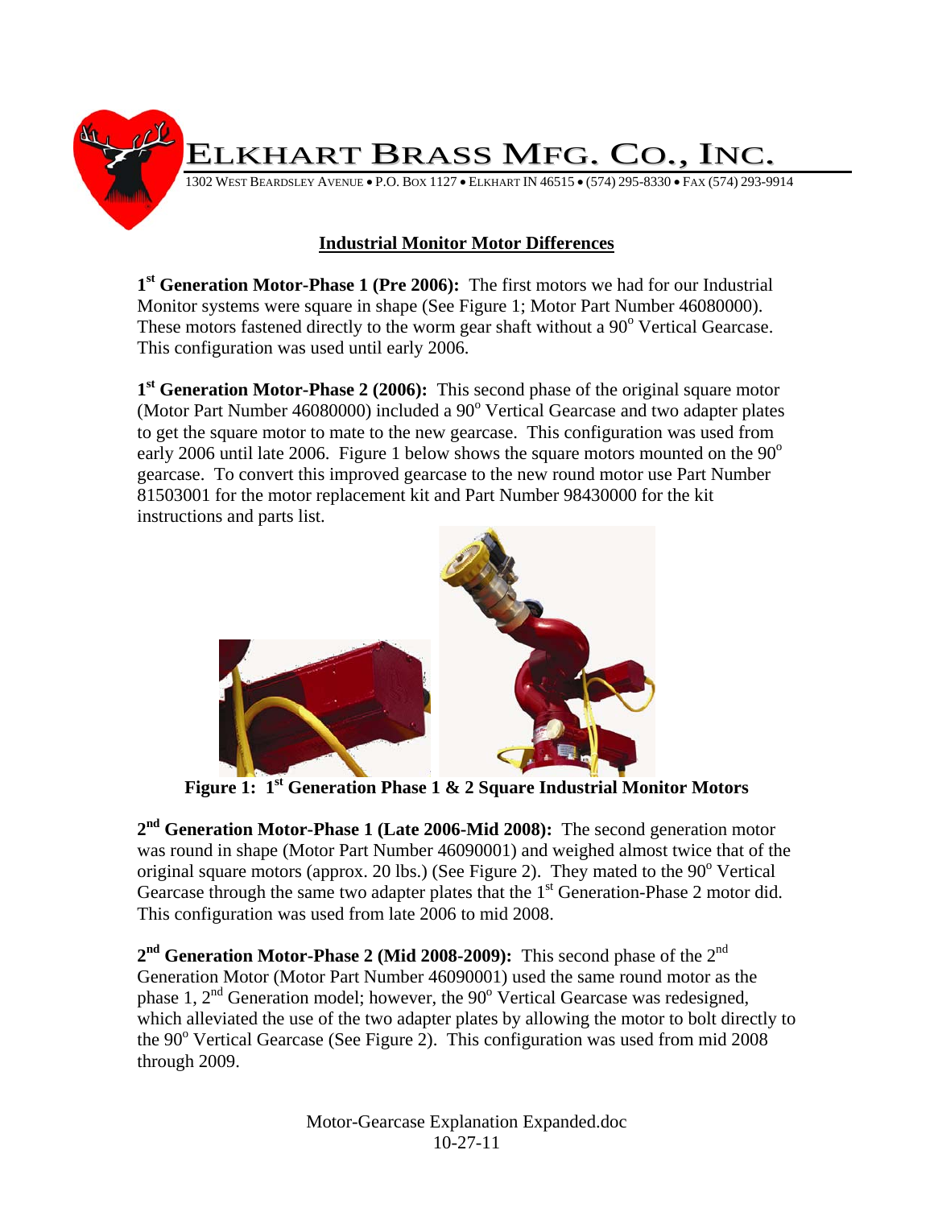# ELKHART BRASS MFG. CO., INC.

1302 WEST BEARDSLEY AVENUE • P.O. BOX 1127 • ELKHART IN 46515 • (574) 295-8330 • FAX (574) 293-9914

## Industrial Monitor Motor Differences

**1st Generation Motor-Phase 1 (Pre 2006):** The first motors we had for our Industrial Monitor systems were square in shape (See Figure 1; Motor Part Number 46080000). These motors fastened directly to the worm gear shaft without a 90° Vertical Gearcase. This configuration was used until early 2006.

**1st Generation Motor-Phase 2 (2006):** This second phase of the original square motor (Motor Part Number 46080000) included a 90° Vertical Gearcase and two adapter plates to get the square motor to mate to the new gearcase. This configuration was used from early 2006 until late 2006. Figure 1 below shows the square motors mounted on the 90° gearcase. To convert this improved gearcase to the new round motor use Part Number 81503001 for the motor replacement kit and Part Number 98430000 for the kit instructions and parts list.

**Figure 1: 1st Generation Phase 1 & 2 Square Industrial Monitor Motors**

**2nd Generation Motor-Phase 1 (Late 2006-Mid 2008):** The second generation motor was round in shape (Motor Part Number 46090001) and weighed almost twice that of the original square motors (approx. 20 lbs.) (See Figure 2). They mated to the 90° Vertical Gearcase through the same two adapter plates that the 1st Generation-Phase 2 motor did. This configuration was used from late 2006 to mid 2008.

**2nd Generation Motor-Phase 2 (Mid 2008-2009):** This second phase of the 2nd Generation Motor (Motor Part Number 46090001) used the same round motor as the phase 1, 2nd Generation model; however, the 90° Vertical Gearcase was redesigned, which alleviated the use of the two adapter plates by allowing the motor to bolt directly to the 90° Vertical Gearcase (See Figure 2). This configuration was used from mid 2008 through 2009.

Motor-Gearcase Explanation Expanded.doc
10-27-11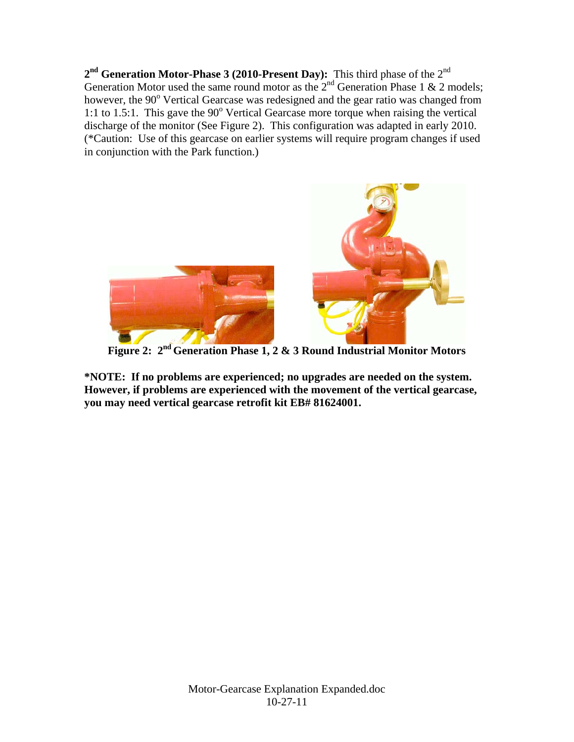**2nd Generation Motor-Phase 3 (2010-Present Day):** This third phase of the 2nd Generation Motor used the same round motor as the 2nd Generation Phase 1 & 2 models; however, the 90° Vertical Gearcase was redesigned and the gear ratio was changed from 1:1 to 1.5:1. This gave the 90° Vertical Gearcase more torque when raising the vertical discharge of the monitor (See Figure 2). This configuration was adapted in early 2010. (*Caution: Use of this gearcase on earlier systems will require program changes if used in conjunction with the Park function.)

**Figure 2: 2nd Generation Phase 1, 2 & 3 Round Industrial Monitor Motors**

***NOTE: If no problems are experienced; no upgrades are needed on the system. However, if problems are experienced with the movement of the vertical gearcase, you may need vertical gearcase retrofit kit EB# 81624001.**